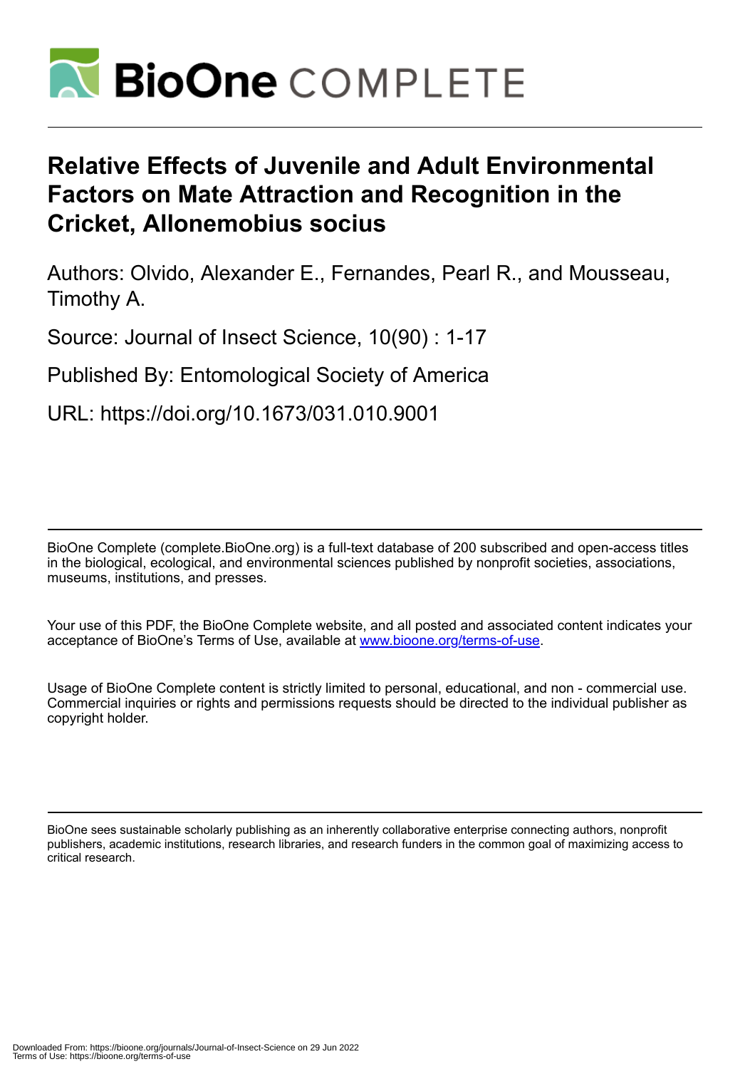# Relative Effects of Juvenile and Adult Environmental Factors on Mate Attraction and Recognition in the Cricket, Allonemobius socius

Authors: Olvido, Alexander E., Fernandes, Pearl R., and Mousseau, Timothy A.

Source: Journal of Insect Science, 10(90) : 1-17

Published By: Entomological Society of America

URL: https://doi.org/10.1673/031.010.9001

BioOne Complete (complete.BioOne.org) is a full-text database of 200 subscribed and open-access titles in the biological, ecological, and environmental sciences published by nonprofit societies, associations, museums, institutions, and presses.

Your use of this PDF, the BioOne Complete website, and all posted and associated content indicates your acceptance of BioOne's Terms of Use, available at www.bioone.org/terms-of-use.

Usage of BioOne Complete content is strictly limited to personal, educational, and non - commercial use. Commercial inquiries or rights and permissions requests should be directed to the individual publisher as copyright holder.

BioOne sees sustainable scholarly publishing as an inherently collaborative enterprise connecting authors, nonprofit publishers, academic institutions, research libraries, and research funders in the common goal of maximizing access to critical research.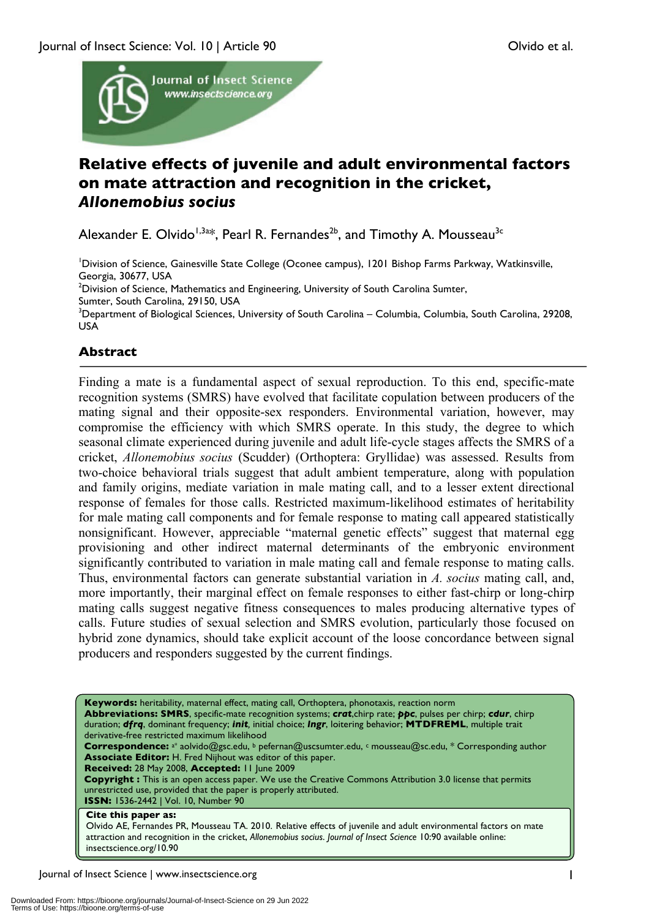# Relative effects of juvenile and adult environmental factors on mate attraction and recognition in the cricket, *Allonemobius socius*

Alexander E. Olvido[1,3a*], Pearl R. Fernandes[2b], and Timothy A. Mousseau[3c]

[1]Division of Science, Gainesville State College (Oconee campus), 1201 Bishop Farms Parkway, Watkinsville, Georgia, 30677, USA
[2]Division of Science, Mathematics and Engineering, University of South Carolina Sumter, Sumter, South Carolina, 29150, USA
[3]Department of Biological Sciences, University of South Carolina – Columbia, Columbia, South Carolina, 29208, USA

## Abstract

Finding a mate is a fundamental aspect of sexual reproduction. To this end, specific-mate recognition systems (SMRS) have evolved that facilitate copulation between producers of the mating signal and their opposite-sex responders. Environmental variation, however, may compromise the efficiency with which SMRS operate. In this study, the degree to which seasonal climate experienced during juvenile and adult life-cycle stages affects the SMRS of a cricket, *Allonemobius socius* (Scudder) (Orthoptera: Gryllidae) was assessed. Results from two-choice behavioral trials suggest that adult ambient temperature, along with population and family origins, mediate variation in male mating call, and to a lesser extent directional response of females for those calls. Restricted maximum-likelihood estimates of heritability for male mating call components and for female response to mating call appeared statistically nonsignificant. However, appreciable "maternal genetic effects" suggest that maternal egg provisioning and other indirect maternal determinants of the embryonic environment significantly contributed to variation in male mating call and female response to mating calls. Thus, environmental factors can generate substantial variation in *A. socius* mating call, and, more importantly, their marginal effect on female responses to either fast-chirp or long-chirp mating calls suggest negative fitness consequences to males producing alternative types of calls. Future studies of sexual selection and SMRS evolution, particularly those focused on hybrid zone dynamics, should take explicit account of the loose concordance between signal producers and responders suggested by the current findings.

**Keywords:** heritability, maternal effect, mating call, Orthoptera, phonotaxis, reaction norm
**Abbreviations: SMRS**, specific-mate recognition systems; ***crat***, chirp rate; ***ppc***, pulses per chirp; ***cdur***, chirp duration; ***dfrq***, dominant frequency; ***init***, initial choice; ***lngr***, loitering behavior; **MTDFREML**, multiple trait derivative-free restricted maximum likelihood
**Correspondence:** [a*] aolvido@gsc.edu, [b] pefernan@uscsumter.edu, [c] mousseau@sc.edu, * Corresponding author
**Associate Editor:** H. Fred Nijhout was editor of this paper.
**Received:** 28 May 2008, **Accepted:** 11 June 2009
**Copyright :** This is an open access paper. We use the Creative Commons Attribution 3.0 license that permits unrestricted use, provided that the paper is properly attributed.
**ISSN:** 1536-2442 | Vol. 10, Number 90

**Cite this paper as:**
Olvido AE, Fernandes PR, Mousseau TA. 2010. Relative effects of juvenile and adult environmental factors on mate attraction and recognition in the cricket, *Allonemobius socius*. *Journal of Insect Science* 10:90 available online: insectscience.org/10.90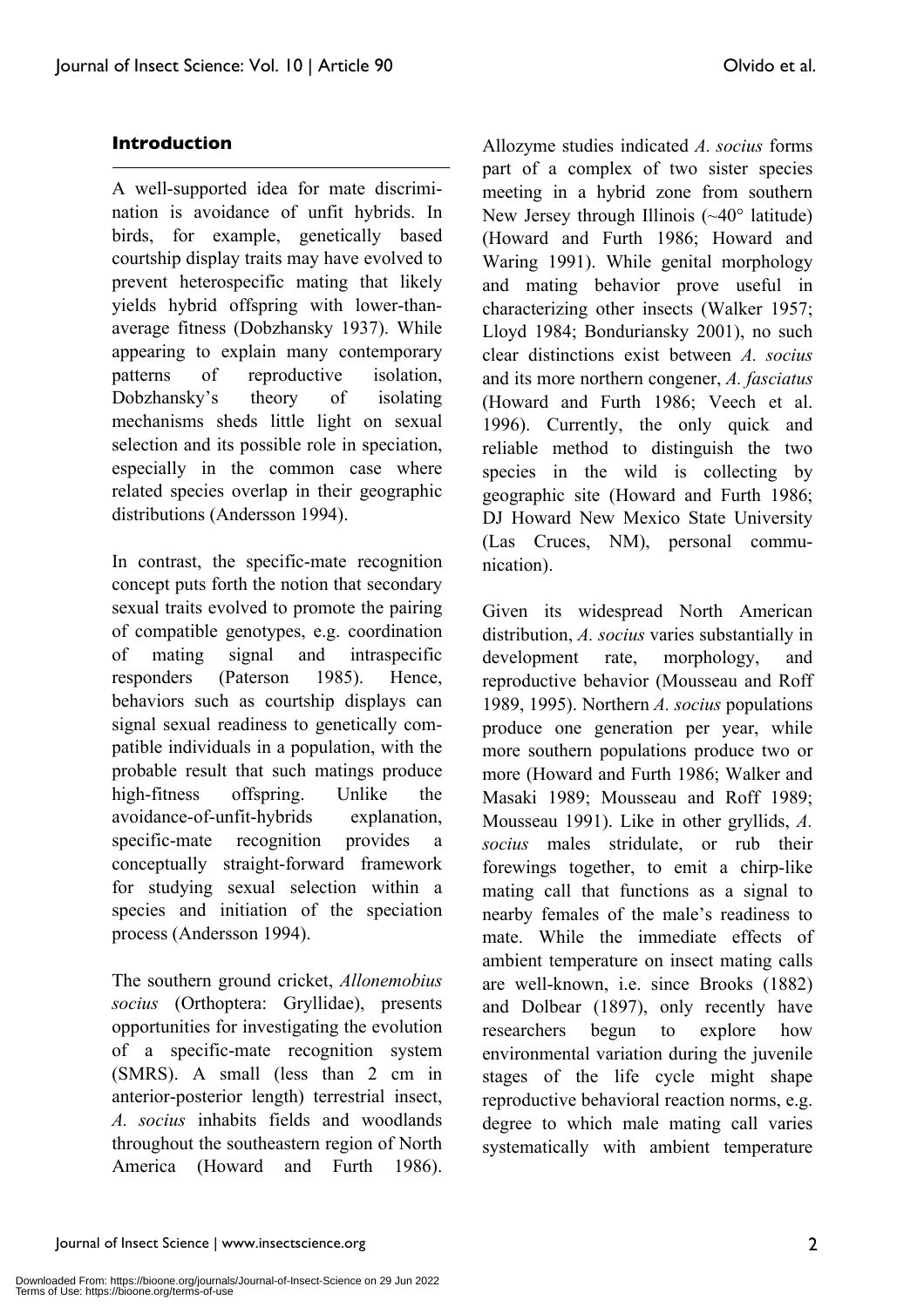## Introduction

A well-supported idea for mate discrimination is avoidance of unfit hybrids. In birds, for example, genetically based courtship display traits may have evolved to prevent heterospecific mating that likely yields hybrid offspring with lower-than-average fitness (Dobzhansky 1937). While appearing to explain many contemporary patterns of reproductive isolation, Dobzhansky's theory of isolating mechanisms sheds little light on sexual selection and its possible role in speciation, especially in the common case where related species overlap in their geographic distributions (Andersson 1994).

In contrast, the specific-mate recognition concept puts forth the notion that secondary sexual traits evolved to promote the pairing of compatible genotypes, e.g. coordination of mating signal and intraspecific responders (Paterson 1985). Hence, behaviors such as courtship displays can signal sexual readiness to genetically compatible individuals in a population, with the probable result that such matings produce high-fitness offspring. Unlike the avoidance-of-unfit-hybrids explanation, specific-mate recognition provides a conceptually straight-forward framework for studying sexual selection within a species and initiation of the speciation process (Andersson 1994).

The southern ground cricket, *Allonemobius socius* (Orthoptera: Gryllidae), presents opportunities for investigating the evolution of a specific-mate recognition system (SMRS). A small (less than 2 cm in anterior-posterior length) terrestrial insect, *A. socius* inhabits fields and woodlands throughout the southeastern region of North America (Howard and Furth 1986). Allozyme studies indicated *A. socius* forms part of a complex of two sister species meeting in a hybrid zone from southern New Jersey through Illinois (~40° latitude) (Howard and Furth 1986; Howard and Waring 1991). While genital morphology and mating behavior prove useful in characterizing other insects (Walker 1957; Lloyd 1984; Bonduriansky 2001), no such clear distinctions exist between *A. socius* and its more northern congener, *A. fasciatus* (Howard and Furth 1986; Veech et al. 1996). Currently, the only quick and reliable method to distinguish the two species in the wild is collecting by geographic site (Howard and Furth 1986; DJ Howard New Mexico State University (Las Cruces, NM), personal communication).

Given its widespread North American distribution, *A. socius* varies substantially in development rate, morphology, and reproductive behavior (Mousseau and Roff 1989, 1995). Northern *A. socius* populations produce one generation per year, while more southern populations produce two or more (Howard and Furth 1986; Walker and Masaki 1989; Mousseau and Roff 1989; Mousseau 1991). Like in other gryllids, *A. socius* males stridulate, or rub their forewings together, to emit a chirp-like mating call that functions as a signal to nearby females of the male's readiness to mate. While the immediate effects of ambient temperature on insect mating calls are well-known, i.e. since Brooks (1882) and Dolbear (1897), only recently have researchers begun to explore how environmental variation during the juvenile stages of the life cycle might shape reproductive behavioral reaction norms, e.g. degree to which male mating call varies systematically with ambient temperature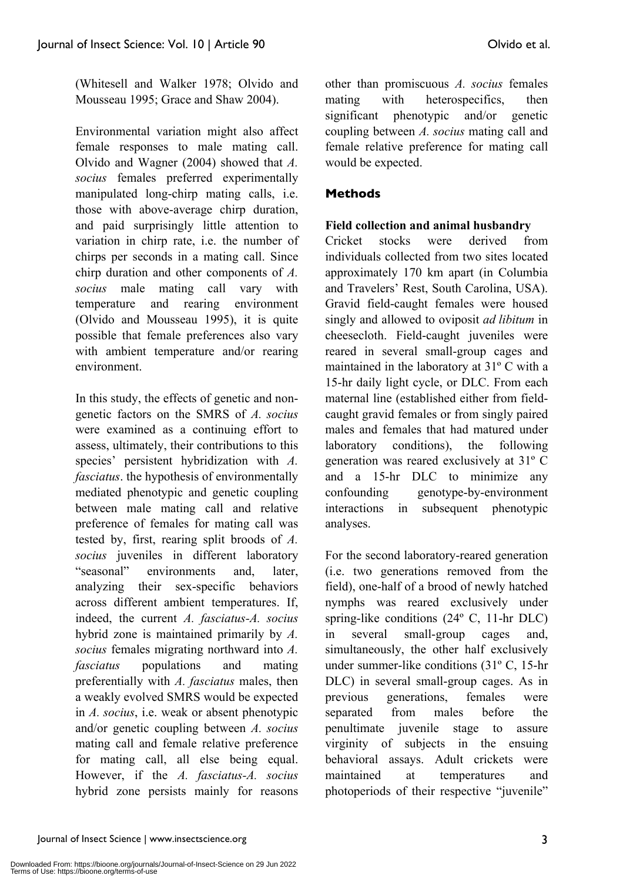(Whitesell and Walker 1978; Olvido and Mousseau 1995; Grace and Shaw 2004).

Environmental variation might also affect female responses to male mating call. Olvido and Wagner (2004) showed that *A. socius* females preferred experimentally manipulated long-chirp mating calls, i.e. those with above-average chirp duration, and paid surprisingly little attention to variation in chirp rate, i.e. the number of chirps per seconds in a mating call. Since chirp duration and other components of *A. socius* male mating call vary with temperature and rearing environment (Olvido and Mousseau 1995), it is quite possible that female preferences also vary with ambient temperature and/or rearing environment.

In this study, the effects of genetic and non-genetic factors on the SMRS of *A. socius* were examined as a continuing effort to assess, ultimately, their contributions to this species' persistent hybridization with *A. fasciatus*. the hypothesis of environmentally mediated phenotypic and genetic coupling between male mating call and relative preference of females for mating call was tested by, first, rearing split broods of *A. socius* juveniles in different laboratory "seasonal" environments and, later, analyzing their sex-specific behaviors across different ambient temperatures. If, indeed, the current *A. fasciatus-A. socius* hybrid zone is maintained primarily by *A. socius* females migrating northward into *A. fasciatus* populations and mating preferentially with *A. fasciatus* males, then a weakly evolved SMRS would be expected in *A. socius*, i.e. weak or absent phenotypic and/or genetic coupling between *A. socius* mating call and female relative preference for mating call, all else being equal. However, if the *A. fasciatus-A. socius* hybrid zone persists mainly for reasons other than promiscuous *A. socius* females mating with heterospecifics, then significant phenotypic and/or genetic coupling between *A. socius* mating call and female relative preference for mating call would be expected.

## Methods

**Field collection and animal husbandry**

Cricket stocks were derived from individuals collected from two sites located approximately 170 km apart (in Columbia and Travelers' Rest, South Carolina, USA). Gravid field-caught females were housed singly and allowed to oviposit *ad libitum* in cheesecloth. Field-caught juveniles were reared in several small-group cages and maintained in the laboratory at 31º C with a 15-hr daily light cycle, or DLC. From each maternal line (established either from field-caught gravid females or from singly paired males and females that had matured under laboratory conditions), the following generation was reared exclusively at 31º C and a 15-hr DLC to minimize any confounding genotype-by-environment interactions in subsequent phenotypic analyses.

For the second laboratory-reared generation (i.e. two generations removed from the field), one-half of a brood of newly hatched nymphs was reared exclusively under spring-like conditions (24º C, 11-hr DLC) in several small-group cages and, simultaneously, the other half exclusively under summer-like conditions (31º C, 15-hr DLC) in several small-group cages. As in previous generations, females were separated from males before the penultimate juvenile stage to assure virginity of subjects in the ensuing behavioral assays. Adult crickets were maintained at temperatures and photoperiods of their respective "juvenile"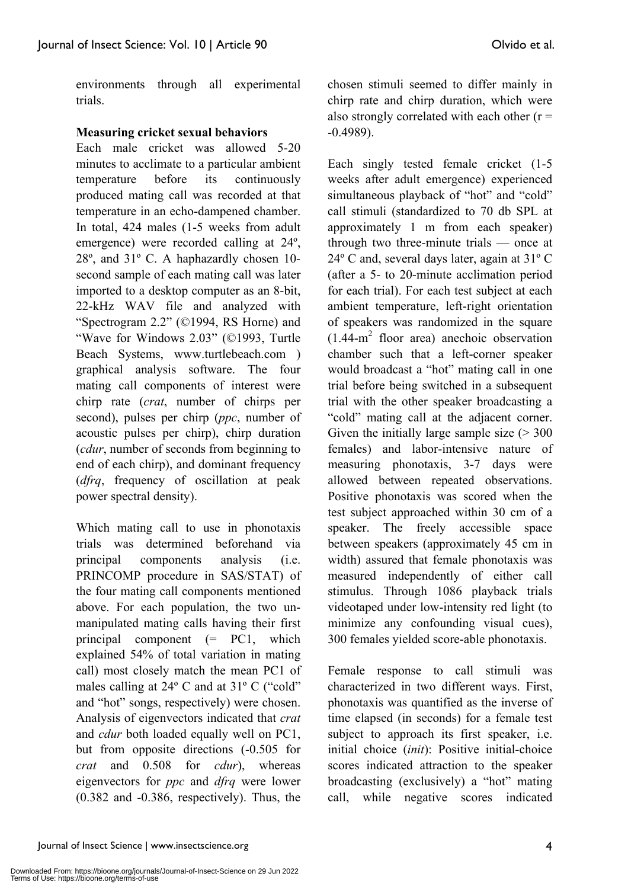environments through all experimental trials.

**Measuring cricket sexual behaviors**

Each male cricket was allowed 5-20 minutes to acclimate to a particular ambient temperature before its continuously produced mating call was recorded at that temperature in an echo-dampened chamber. In total, 424 males (1-5 weeks from adult emergence) were recorded calling at 24º, 28º, and 31º C. A haphazardly chosen 10-second sample of each mating call was later imported to a desktop computer as an 8-bit, 22-kHz WAV file and analyzed with "Spectrogram 2.2" (©1994, RS Horne) and "Wave for Windows 2.03" (©1993, Turtle Beach Systems, www.turtlebeach.com ) graphical analysis software. The four mating call components of interest were chirp rate (*crat*, number of chirps per second), pulses per chirp (*ppc*, number of acoustic pulses per chirp), chirp duration (*cdur*, number of seconds from beginning to end of each chirp), and dominant frequency (*dfrq*, frequency of oscillation at peak power spectral density).

Which mating call to use in phonotaxis trials was determined beforehand via principal components analysis (i.e. PRINCOMP procedure in SAS/STAT) of the four mating call components mentioned above. For each population, the two un-manipulated mating calls having their first principal component (= PC1, which explained 54% of total variation in mating call) most closely match the mean PC1 of males calling at 24º C and at 31º C ("cold" and "hot" songs, respectively) were chosen. Analysis of eigenvectors indicated that *crat* and *cdur* both loaded equally well on PC1, but from opposite directions (-0.505 for *crat* and 0.508 for *cdur*), whereas eigenvectors for *ppc* and *dfrq* were lower (0.382 and -0.386, respectively). Thus, the chosen stimuli seemed to differ mainly in chirp rate and chirp duration, which were also strongly correlated with each other ($r = -0.4989$).

Each singly tested female cricket (1-5 weeks after adult emergence) experienced simultaneous playback of "hot" and "cold" call stimuli (standardized to 70 db SPL at approximately 1 m from each speaker) through two three-minute trials — once at 24º C and, several days later, again at 31º C (after a 5- to 20-minute acclimation period for each trial). For each test subject at each ambient temperature, left-right orientation of speakers was randomized in the square (1.44-m$^2$ floor area) anechoic observation chamber such that a left-corner speaker would broadcast a "hot" mating call in one trial before being switched in a subsequent trial with the other speaker broadcasting a "cold" mating call at the adjacent corner. Given the initially large sample size (> 300 females) and labor-intensive nature of measuring phonotaxis, 3-7 days were allowed between repeated observations. Positive phonotaxis was scored when the test subject approached within 30 cm of a speaker. The freely accessible space between speakers (approximately 45 cm in width) assured that female phonotaxis was measured independently of either call stimulus. Through 1086 playback trials videotaped under low-intensity red light (to minimize any confounding visual cues), 300 females yielded score-able phonotaxis.

Female response to call stimuli was characterized in two different ways. First, phonotaxis was quantified as the inverse of time elapsed (in seconds) for a female test subject to approach its first speaker, i.e. initial choice (*init*): Positive initial-choice scores indicated attraction to the speaker broadcasting (exclusively) a "hot" mating call, while negative scores indicated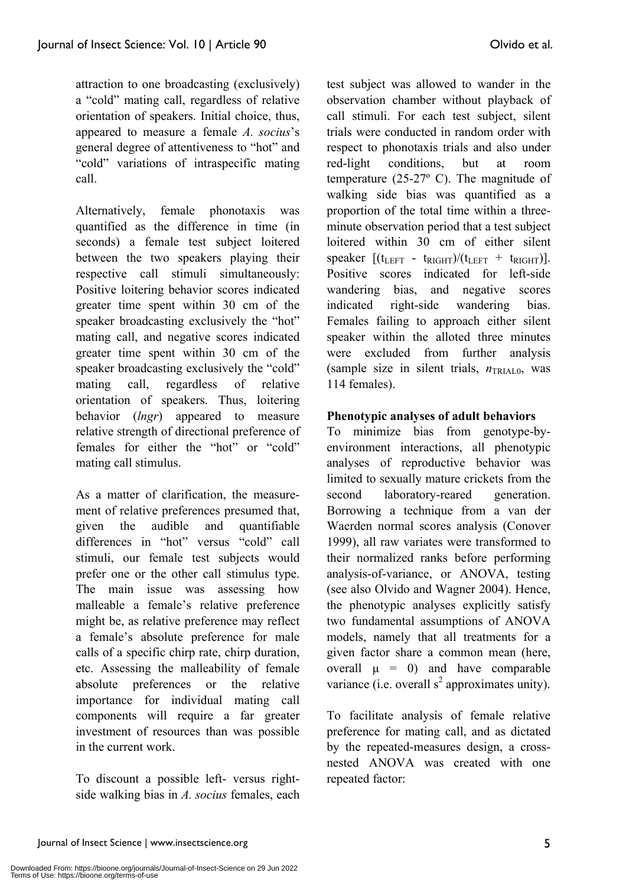attraction to one broadcasting (exclusively) a "cold" mating call, regardless of relative orientation of speakers. Initial choice, thus, appeared to measure a female *A. socius*'s general degree of attentiveness to "hot" and "cold" variations of intraspecific mating call.

Alternatively, female phonotaxis was quantified as the difference in time (in seconds) a female test subject loitered between the two speakers playing their respective call stimuli simultaneously: Positive loitering behavior scores indicated greater time spent within 30 cm of the speaker broadcasting exclusively the "hot" mating call, and negative scores indicated greater time spent within 30 cm of the speaker broadcasting exclusively the "cold" mating call, regardless of relative orientation of speakers. Thus, loitering behavior (*lngr*) appeared to measure relative strength of directional preference of females for either the "hot" or "cold" mating call stimulus.

As a matter of clarification, the measurement of relative preferences presumed that, given the audible and quantifiable differences in "hot" versus "cold" call stimuli, our female test subjects would prefer one or the other call stimulus type. The main issue was assessing how malleable a female's relative preference might be, as relative preference may reflect a female's absolute preference for male calls of a specific chirp rate, chirp duration, etc. Assessing the malleability of female absolute preferences or the relative importance for individual mating call components will require a far greater investment of resources than was possible in the current work.

To discount a possible left- versus right-side walking bias in *A. socius* females, each test subject was allowed to wander in the observation chamber without playback of call stimuli. For each test subject, silent trials were conducted in random order with respect to phonotaxis trials and also under red-light conditions, but at room temperature (25-27º C). The magnitude of walking side bias was quantified as a proportion of the total time within a three-minute observation period that a test subject loitered within 30 cm of either silent speaker $[(t_{LEFT} - t_{RIGHT})/(t_{LEFT} + t_{RIGHT})]$. Positive scores indicated for left-side wandering bias, and negative scores indicated right-side wandering bias. Females failing to approach either silent speaker within the alloted three minutes were excluded from further analysis (sample size in silent trials, $n_{TRIAL0}$, was 114 females).

**Phenotypic analyses of adult behaviors**

To minimize bias from genotype-by-environment interactions, all phenotypic analyses of reproductive behavior was limited to sexually mature crickets from the second laboratory-reared generation. Borrowing a technique from a van der Waerden normal scores analysis (Conover 1999), all raw variates were transformed to their normalized ranks before performing analysis-of-variance, or ANOVA, testing (see also Olvido and Wagner 2004). Hence, the phenotypic analyses explicitly satisfy two fundamental assumptions of ANOVA models, namely that all treatments for a given factor share a common mean (here, overall $\mu = 0$) and have comparable variance (i.e. overall $s^2$ approximates unity).

To facilitate analysis of female relative preference for mating call, and as dictated by the repeated-measures design, a cross-nested ANOVA was created with one repeated factor: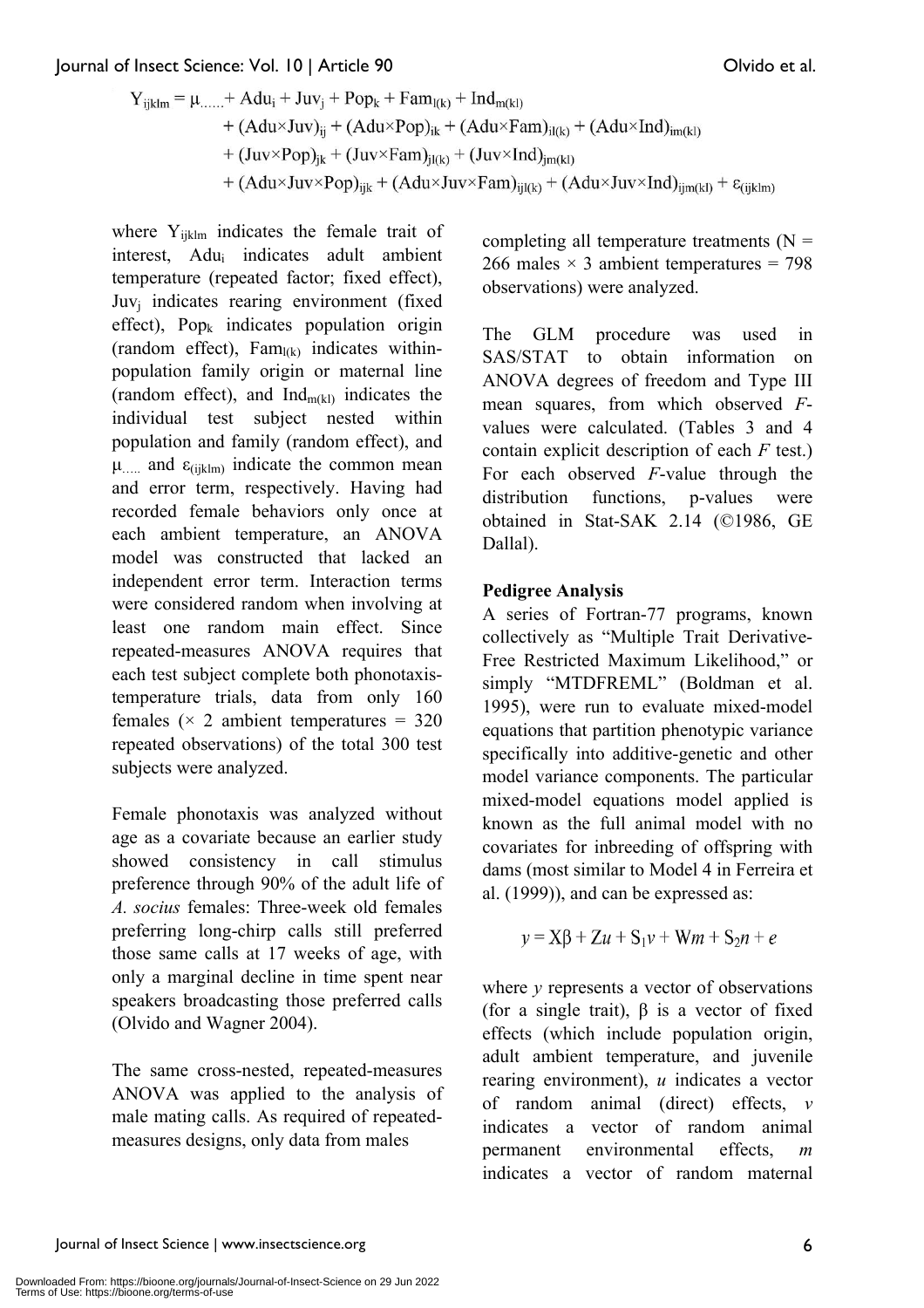$$
\begin{aligned}
Y_{ijklm} = \mu_{.....} &+ Adu_i + Juv_j + Pop_k + Fam_{l(k)} + Ind_{m(kl)} \\
&+ (Adu{\times}Juv)_{ij} + (Adu{\times}Pop)_{ik} + (Adu{\times}Fam)_{il(k)} + (Adu{\times}Ind)_{im(kl)} \\
&+ (Juv{\times}Pop)_{jk} + (Juv{\times}Fam)_{jl(k)} + (Juv{\times}Ind)_{jm(kl)} \\
&+ (Adu{\times}Juv{\times}Pop)_{ijk} + (Adu{\times}Juv{\times}Fam)_{ijl(k)} + (Adu{\times}Juv{\times}Ind)_{ijm(kl)} + \varepsilon_{(ijklm)}
\end{aligned}
$$

where $Y_{ijklm}$ indicates the female trait of interest, $Adu_i$ indicates adult ambient temperature (repeated factor; fixed effect), $Juv_j$ indicates rearing environment (fixed effect), $Pop_k$ indicates population origin (random effect), $Fam_{l(k)}$ indicates within-population family origin or maternal line (random effect), and $Ind_{m(kl)}$ indicates the individual test subject nested within population and family (random effect), and $\mu_{.....}$ and $\varepsilon_{(ijklm)}$ indicate the common mean and error term, respectively. Having had recorded female behaviors only once at each ambient temperature, an ANOVA model was constructed that lacked an independent error term. Interaction terms were considered random when involving at least one random main effect. Since repeated-measures ANOVA requires that each test subject complete both phonotaxis-temperature trials, data from only 160 females ($\times$ 2 ambient temperatures = 320 repeated observations) of the total 300 test subjects were analyzed.

Female phonotaxis was analyzed without age as a covariate because an earlier study showed consistency in call stimulus preference through 90% of the adult life of *A. socius* females: Three-week old females preferring long-chirp calls still preferred those same calls at 17 weeks of age, with only a marginal decline in time spent near speakers broadcasting those preferred calls (Olvido and Wagner 2004).

The same cross-nested, repeated-measures ANOVA was applied to the analysis of male mating calls. As required of repeated-measures designs, only data from males completing all temperature treatments (N = 266 males $\times$ 3 ambient temperatures = 798 observations) were analyzed.

The GLM procedure was used in SAS/STAT to obtain information on ANOVA degrees of freedom and Type III mean squares, from which observed *F*-values were calculated. (Tables 3 and 4 contain explicit description of each *F* test.) For each observed *F*-value through the distribution functions, p-values were obtained in Stat-SAK 2.14 (©1986, GE Dallal).

**Pedigree Analysis**

A series of Fortran-77 programs, known collectively as "Multiple Trait Derivative-Free Restricted Maximum Likelihood," or simply "MTDFREML" (Boldman et al. 1995), were run to evaluate mixed-model equations that partition phenotypic variance specifically into additive-genetic and other model variance components. The particular mixed-model equations model applied is known as the full animal model with no covariates for inbreeding of offspring with dams (most similar to Model 4 in Ferreira et al. (1999)), and can be expressed as:

$$y = X\beta + Zu + S_1v + Wm + S_2n + e$$

where $y$ represents a vector of observations (for a single trait), $\beta$ is a vector of fixed effects (which include population origin, adult ambient temperature, and juvenile rearing environment), $u$ indicates a vector of random animal (direct) effects, $v$ indicates a vector of random animal permanent environmental effects, $m$ indicates a vector of random maternal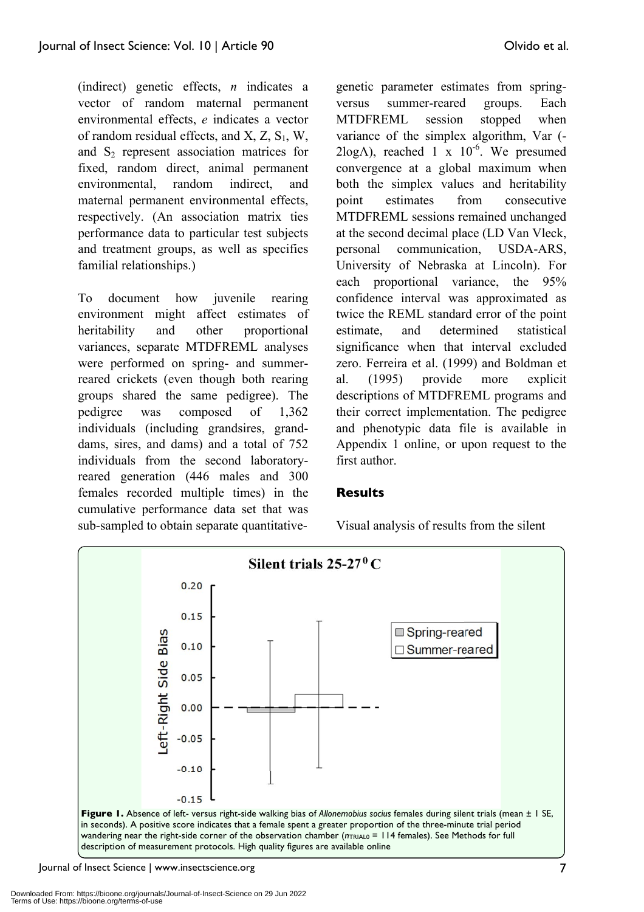(indirect) genetic effects, *n* indicates a vector of random maternal permanent environmental effects, *e* indicates a vector of random residual effects, and X, Z, $S_1$, W, and $S_2$ represent association matrices for fixed, random direct, animal permanent environmental, random indirect, and maternal permanent environmental effects, respectively. (An association matrix ties performance data to particular test subjects and treatment groups, as well as specifies familial relationships.)

To document how juvenile rearing environment might affect estimates of heritability and other proportional variances, separate MTDFREML analyses were performed on spring- and summer-reared crickets (even though both rearing groups shared the same pedigree). The pedigree was composed of 1,362 individuals (including grandsires, granddams, sires, and dams) and a total of 752 individuals from the second laboratory-reared generation (446 males and 300 females recorded multiple times) in the cumulative performance data set that was sub-sampled to obtain separate quantitative-genetic parameter estimates from spring- versus summer-reared groups. Each MTDFREML session stopped when variance of the simplex algorithm, Var ($-2\log\Lambda$), reached $1 \times 10^{-6}$. We presumed convergence at a global maximum when both the simplex values and heritability point estimates from consecutive MTDFREML sessions remained unchanged at the second decimal place (LD Van Vleck, personal communication, USDA-ARS, University of Nebraska at Lincoln). For each proportional variance, the 95% confidence interval was approximated as twice the REML standard error of the point estimate, and determined statistical significance when that interval excluded zero. Ferreira et al. (1999) and Boldman et al. (1995) provide more explicit descriptions of MTDFREML programs and their correct implementation. The pedigree and phenotypic data file is available in Appendix 1 online, or upon request to the first author.

## Results

Visual analysis of results from the silent

**Figure 1.** Absence of left- versus right-side walking bias of *Allonemobius socius* females during silent trials (mean ± 1 SE, in seconds). A positive score indicates that a female spent a greater proportion of the three-minute trial period wandering near the right-side corner of the observation chamber ($n_{TRIAL0}$ = 114 females). See Methods for full description of measurement protocols. High quality figures are available online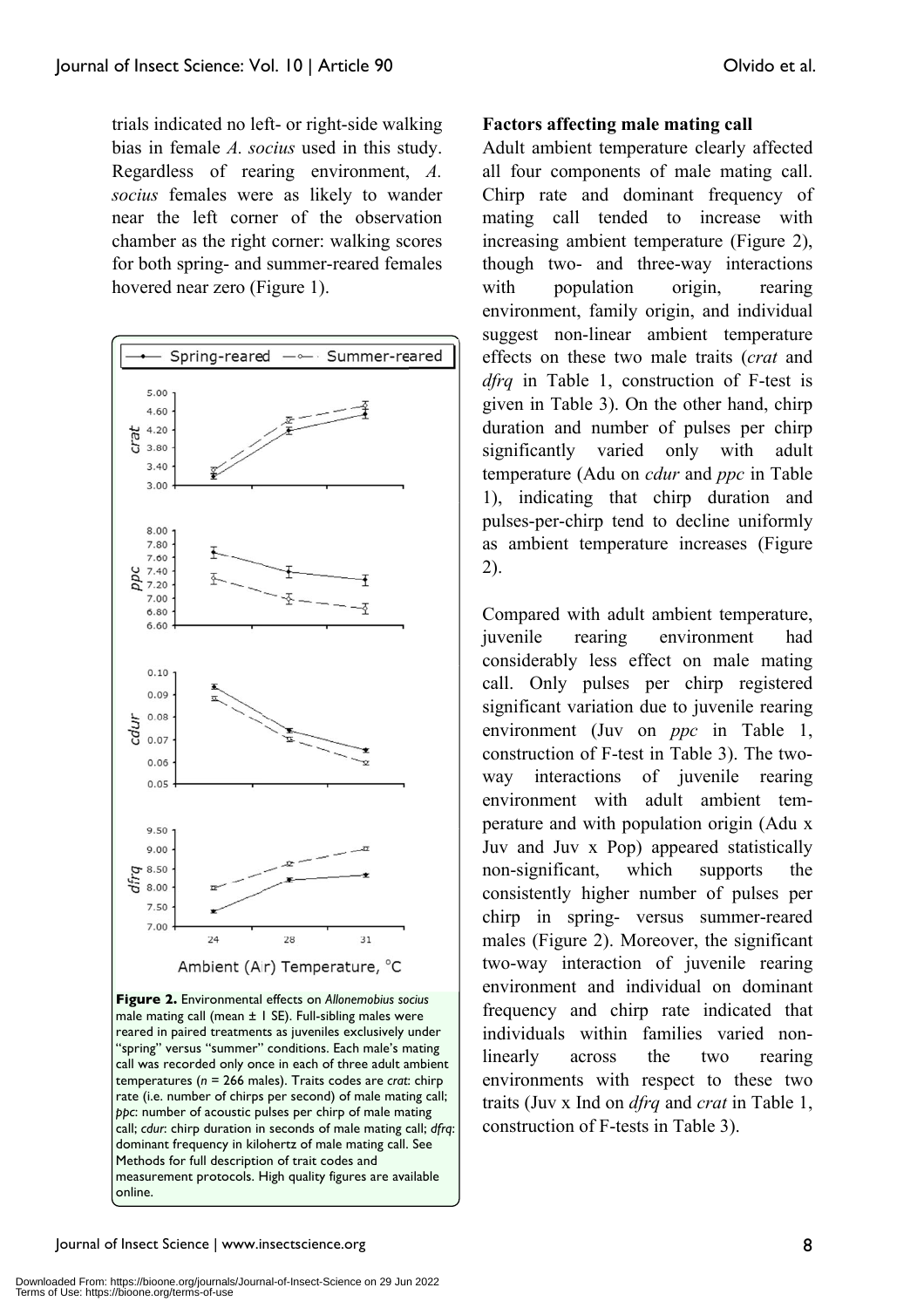trials indicated no left- or right-side walking bias in female *A. socius* used in this study. Regardless of rearing environment, *A. socius* females were as likely to wander near the left corner of the observation chamber as the right corner: walking scores for both spring- and summer-reared females hovered near zero (Figure 1).

**Figure 2.** Environmental effects on *Allonemobius socius* male mating call (mean ± 1 SE). Full-sibling males were reared in paired treatments as juveniles exclusively under "spring" versus "summer" conditions. Each male's mating call was recorded only once in each of three adult ambient temperatures ($n$ = 266 males). Traits codes are *crat*: chirp rate (i.e. number of chirps per second) of male mating call; *ppc*: number of acoustic pulses per chirp of male mating call; *cdur*: chirp duration in seconds of male mating call; *dfrq*: dominant frequency in kilohertz of male mating call. See Methods for full description of trait codes and measurement protocols. High quality figures are available online.

**Factors affecting male mating call**

Adult ambient temperature clearly affected all four components of male mating call. Chirp rate and dominant frequency of mating call tended to increase with increasing ambient temperature (Figure 2), though two- and three-way interactions with population origin, rearing environment, family origin, and individual suggest non-linear ambient temperature effects on these two male traits (*crat* and *dfrq* in Table 1, construction of F-test is given in Table 3). On the other hand, chirp duration and number of pulses per chirp significantly varied only with adult temperature (Adu on *cdur* and *ppc* in Table 1), indicating that chirp duration and pulses-per-chirp tend to decline uniformly as ambient temperature increases (Figure 2).

Compared with adult ambient temperature, juvenile rearing environment had considerably less effect on male mating call. Only pulses per chirp registered significant variation due to juvenile rearing environment (Juv on *ppc* in Table 1, construction of F-test in Table 3). The two-way interactions of juvenile rearing environment with adult ambient temperature and with population origin (Adu x Juv and Juv x Pop) appeared statistically non-significant, which supports the consistently higher number of pulses per chirp in spring- versus summer-reared males (Figure 2). Moreover, the significant two-way interaction of juvenile rearing environment and individual on dominant frequency and chirp rate indicated that individuals within families varied non-linearly across the two rearing environments with respect to these two traits (Juv x Ind on *dfrq* and *crat* in Table 1, construction of F-tests in Table 3).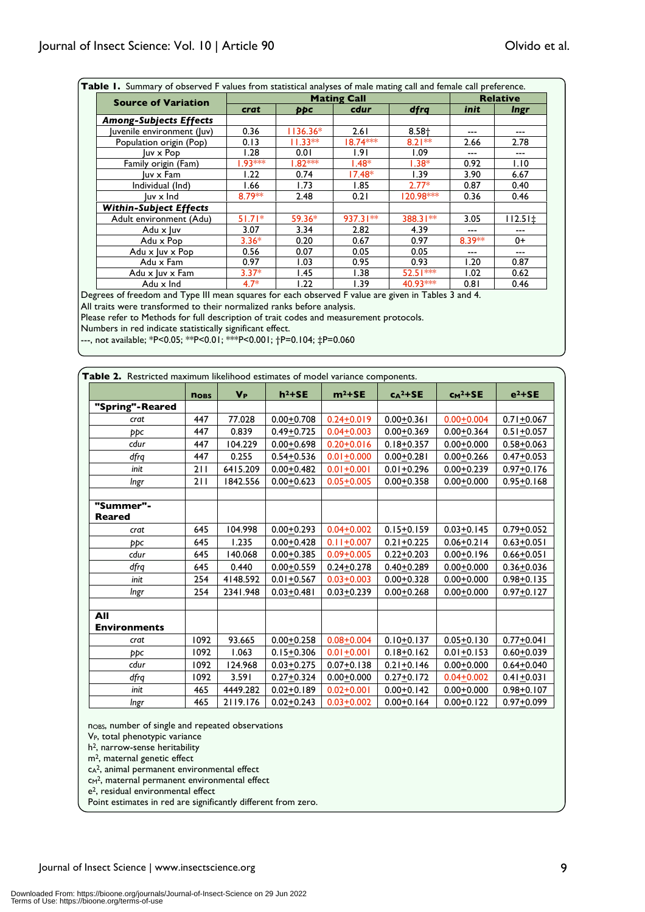**Table 1.** Summary of observed F values from statistical analyses of male mating call and female call preference.

| Source of Variation | Mating Call | | | | Relative | |
|---|---|---|---|---|---|---|
| | *crat* | *ppc* | *cdur* | *dfrq* | *init* | *lngr* |
| ***Among-Subjects Effects*** | | | | | | |
| Juvenile environment (Juv) | 0.36 | 1136.36* | 2.61 | 8.58† | --- | --- |
| Population origin (Pop) | 0.13 | 11.33** | 18.74*** | 8.21** | 2.66 | 2.78 |
| Juv x Pop | 1.28 | 0.01 | 1.91 | 1.09 | --- | --- |
| Family origin (Fam) | 1.93*** | 1.82*** | 1.48* | 1.38* | 0.92 | 1.10 |
| Juv x Fam | 1.22 | 0.74 | 17.48* | 1.39 | 3.90 | 6.67 |
| Individual (Ind) | 1.66 | 1.73 | 1.85 | 2.77* | 0.87 | 0.40 |
| Juv x Ind | 8.79** | 2.48 | 0.21 | 120.98*** | 0.36 | 0.46 |
| ***Within-Subject Effects*** | | | | | | |
| Adult environment (Adu) | 51.71* | 59.36* | 937.31** | 388.31** | 3.05 | 112.51‡ |
| Adu x Juv | 3.07 | 3.34 | 2.82 | 4.39 | --- | --- |
| Adu x Pop | 3.36* | 0.20 | 0.67 | 0.97 | 8.39** | 0+ |
| Adu x Juv x Pop | 0.56 | 0.07 | 0.05 | 0.05 | --- | --- |
| Adu x Fam | 0.97 | 1.03 | 0.95 | 0.93 | 1.20 | 0.87 |
| Adu x Juv x Fam | 3.37* | 1.45 | 1.38 | 52.51*** | 1.02 | 0.62 |
| Adu x Ind | 4.7* | 1.22 | 1.39 | 40.93*** | 0.81 | 0.46 |

Degrees of freedom and Type III mean squares for each observed F value are given in Tables 3 and 4.
All traits were transformed to their normalized ranks before analysis.
Please refer to Methods for full description of trait codes and measurement protocols.
Numbers in red indicate statistically significant effect.
---, not available; *P<0.05; **P<0.01; ***P<0.001; †P=0.104; ‡P=0.060

**Table 2.** Restricted maximum likelihood estimates of model variance components.

| | $n_{OBS}$ | $V_P$ | $h^2$+SE | $m^2$+SE | $c_A{}^2$+SE | $c_M{}^2$+SE | $e^2$+SE |
|---|---|---|---|---|---|---|---|
| **"Spring"-Reared** | | | | | | | |
| *crat* | 447 | 77.028 | 0.00+0.708 | 0.24+0.019 | 0.00+0.361 | 0.00+0.004 | 0.71+0.067 |
| *ppc* | 447 | 0.839 | 0.49+0.725 | 0.04+0.003 | 0.00+0.369 | 0.00+0.364 | 0.51+0.057 |
| *cdur* | 447 | 104.229 | 0.00+0.698 | 0.20+0.016 | 0.18+0.357 | 0.00+0.000 | 0.58+0.063 |
| *dfrq* | 447 | 0.255 | 0.54+0.536 | 0.01+0.000 | 0.00+0.281 | 0.00+0.266 | 0.47+0.053 |
| *init* | 211 | 6415.209 | 0.00+0.482 | 0.01+0.001 | 0.01+0.296 | 0.00+0.239 | 0.97+0.176 |
| *lngr* | 211 | 1842.556 | 0.00+0.623 | 0.05+0.005 | 0.00+0.358 | 0.00+0.000 | 0.95+0.168 |
| | | | | | | | |
| **"Summer"-Reared** | | | | | | | |
| *crat* | 645 | 104.998 | 0.00+0.293 | 0.04+0.002 | 0.15+0.159 | 0.03+0.145 | 0.79+0.052 |
| *ppc* | 645 | 1.235 | 0.00+0.428 | 0.11+0.007 | 0.21+0.225 | 0.06+0.214 | 0.63+0.051 |
| *cdur* | 645 | 140.068 | 0.00+0.385 | 0.09+0.005 | 0.22+0.203 | 0.00+0.196 | 0.66+0.051 |
| *dfrq* | 645 | 0.440 | 0.00+0.559 | 0.24+0.278 | 0.40+0.289 | 0.00+0.000 | 0.36+0.036 |
| *init* | 254 | 4148.592 | 0.01+0.567 | 0.03+0.003 | 0.00+0.328 | 0.00+0.000 | 0.98+0.135 |
| *lngr* | 254 | 2341.948 | 0.03+0.481 | 0.03+0.239 | 0.00+0.268 | 0.00+0.000 | 0.97+0.127 |
| | | | | | | | |
| **All Environments** | | | | | | | |
| *crat* | 1092 | 93.665 | 0.00+0.258 | 0.08+0.004 | 0.10+0.137 | 0.05+0.130 | 0.77+0.041 |
| *ppc* | 1092 | 1.063 | 0.15+0.306 | 0.01+0.001 | 0.18+0.162 | 0.01+0.153 | 0.60+0.039 |
| *cdur* | 1092 | 124.968 | 0.03+0.275 | 0.07+0.138 | 0.21+0.146 | 0.00+0.000 | 0.64+0.040 |
| *dfrq* | 1092 | 3.591 | 0.27+0.324 | 0.00+0.000 | 0.27+0.172 | 0.04+0.002 | 0.41+0.031 |
| *init* | 465 | 4449.282 | 0.02+0.189 | 0.02+0.001 | 0.00+0.142 | 0.00+0.000 | 0.98+0.107 |
| *lngr* | 465 | 2119.176 | 0.02+0.243 | 0.03+0.002 | 0.00+0.164 | 0.00+0.122 | 0.97+0.099 |

$n_{OBS}$, number of single and repeated observations
$V_P$, total phenotypic variance
$h^2$, narrow-sense heritability
$m^2$, maternal genetic effect
$c_A{}^2$, animal permanent environmental effect
$c_M{}^2$, maternal permanent environmental effect
$e^2$, residual environmental effect
Point estimates in red are significantly different from zero.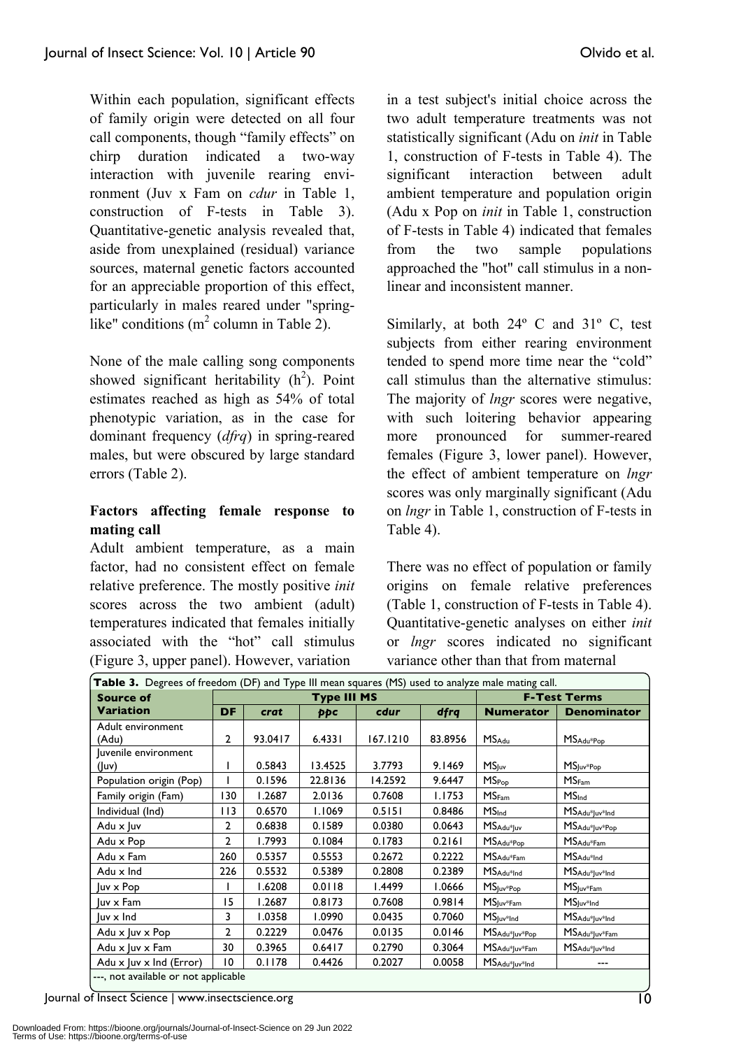Within each population, significant effects of family origin were detected on all four call components, though "family effects" on chirp duration indicated a two-way interaction with juvenile rearing environment (Juv x Fam on *cdur* in Table 1, construction of F-tests in Table 3). Quantitative-genetic analysis revealed that, aside from unexplained (residual) variance sources, maternal genetic factors accounted for an appreciable proportion of this effect, particularly in males reared under "spring-like" conditions ($m^2$ column in Table 2).

None of the male calling song components showed significant heritability ($h^2$). Point estimates reached as high as 54% of total phenotypic variation, as in the case for dominant frequency (*dfrq*) in spring-reared males, but were obscured by large standard errors (Table 2).

### Factors affecting female response to mating call

Adult ambient temperature, as a main factor, had no consistent effect on female relative preference. The mostly positive *init* scores across the two ambient (adult) temperatures indicated that females initially associated with the "hot" call stimulus (Figure 3, upper panel). However, variation in a test subject's initial choice across the two adult temperature treatments was not statistically significant (Adu on *init* in Table 1, construction of F-tests in Table 4). The significant interaction between adult ambient temperature and population origin (Adu x Pop on *init* in Table 1, construction of F-tests in Table 4) indicated that females from the two sample populations approached the "hot" call stimulus in a non-linear and inconsistent manner.

Similarly, at both 24º C and 31º C, test subjects from either rearing environment tended to spend more time near the "cold" call stimulus than the alternative stimulus: The majority of *lngr* scores were negative, with such loitering behavior appearing more pronounced for summer-reared females (Figure 3, lower panel). However, the effect of ambient temperature on *lngr* scores was only marginally significant (Adu on *lngr* in Table 1, construction of F-tests in Table 4).

There was no effect of population or family origins on female relative preferences (Table 1, construction of F-tests in Table 4). Quantitative-genetic analyses on either *init* or *lngr* scores indicated no significant variance other than that from maternal

**Table 3.** Degrees of freedom (DF) and Type III mean squares (MS) used to analyze male mating call.

| Source of Variation | Type III MS | | | | | F-Test Terms | |
|---|---|---|---|---|---|---|---|
| | DF | *crat* | *ppc* | *cdur* | *dfrq* | Numerator | Denominator |
| Adult environment (Adu) | 2 | 93.0417 | 6.4331 | 167.1210 | 83.8956 | $MS_{Adu}$ | $MS_{Adu*Pop}$ |
| Juvenile environment (Juv) | 1 | 0.5843 | 13.4525 | 3.7793 | 9.1469 | $MS_{Juv}$ | $MS_{Juv*Pop}$ |
| Population origin (Pop) | 1 | 0.1596 | 22.8136 | 14.2592 | 9.6447 | $MS_{Pop}$ | $MS_{Fam}$ |
| Family origin (Fam) | 130 | 1.2687 | 2.0136 | 0.7608 | 1.1753 | $MS_{Fam}$ | $MS_{Ind}$ |
| Individual (Ind) | 113 | 0.6570 | 1.1069 | 0.5151 | 0.8486 | $MS_{Ind}$ | $MS_{Adu*Juv*Ind}$ |
| Adu x Juv | 2 | 0.6838 | 0.1589 | 0.0380 | 0.0643 | $MS_{Adu*Juv}$ | $MS_{Adu*Juv*Pop}$ |
| Adu x Pop | 2 | 1.7993 | 0.1084 | 0.1783 | 0.2161 | $MS_{Adu*Pop}$ | $MS_{Adu*Fam}$ |
| Adu x Fam | 260 | 0.5357 | 0.5553 | 0.2672 | 0.2222 | $MS_{Adu*Fam}$ | $MS_{Adu*Ind}$ |
| Adu x Ind | 226 | 0.5532 | 0.5389 | 0.2808 | 0.2389 | $MS_{Adu*Ind}$ | $MS_{Adu*Juv*Ind}$ |
| Juv x Pop | 1 | 1.6208 | 0.0118 | 1.4499 | 1.0666 | $MS_{Juv*Pop}$ | $MS_{Juv*Fam}$ |
| Juv x Fam | 15 | 1.2687 | 0.8173 | 0.7608 | 0.9814 | $MS_{Juv*Fam}$ | $MS_{Juv*Ind}$ |
| Juv x Ind | 3 | 1.0358 | 1.0990 | 0.0435 | 0.7060 | $MS_{Juv*Ind}$ | $MS_{Adu*Juv*Ind}$ |
| Adu x Juv x Pop | 2 | 0.2229 | 0.0476 | 0.0135 | 0.0146 | $MS_{Adu*Juv*Pop}$ | $MS_{Adu*Juv*Fam}$ |
| Adu x Juv x Fam | 30 | 0.3965 | 0.6417 | 0.2790 | 0.3064 | $MS_{Adu*Juv*Fam}$ | $MS_{Adu*Juv*Ind}$ |
| Adu x Juv x Ind (Error) | 10 | 0.1178 | 0.4426 | 0.2027 | 0.0058 | $MS_{Adu*Juv*Ind}$ | --- |

---, not available or not applicable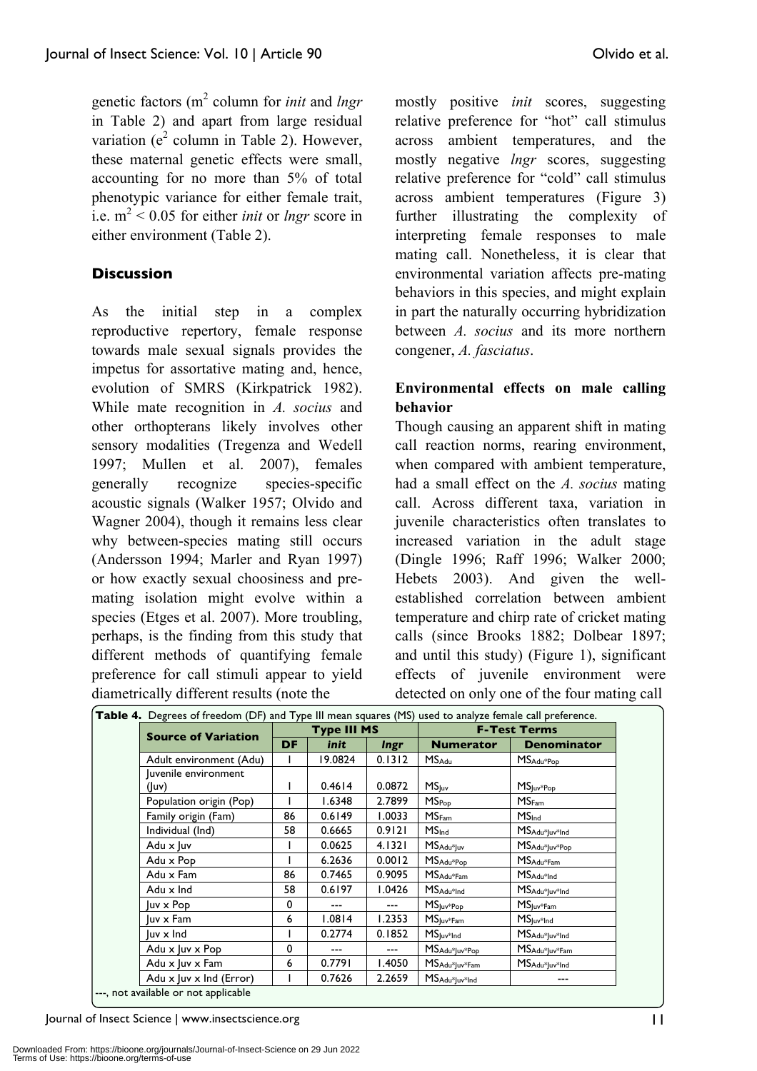genetic factors ($m^2$ column for *init* and *lngr* in Table 2) and apart from large residual variation ($e^2$ column in Table 2). However, these maternal genetic effects were small, accounting for no more than 5% of total phenotypic variance for either female trait, i.e. $m^2 < 0.05$ for either *init* or *lngr* score in either environment (Table 2).

## Discussion

As the initial step in a complex reproductive repertory, female response towards male sexual signals provides the impetus for assortative mating and, hence, evolution of SMRS (Kirkpatrick 1982). While mate recognition in *A. socius* and other orthopterans likely involves other sensory modalities (Tregenza and Wedell 1997; Mullen et al. 2007), females generally recognize species-specific acoustic signals (Walker 1957; Olvido and Wagner 2004), though it remains less clear why between-species mating still occurs (Andersson 1994; Marler and Ryan 1997) or how exactly sexual choosiness and pre-mating isolation might evolve within a species (Etges et al. 2007). More troubling, perhaps, is the finding from this study that different methods of quantifying female preference for call stimuli appear to yield diametrically different results (note the mostly positive *init* scores, suggesting relative preference for "hot" call stimulus across ambient temperatures, and the mostly negative *lngr* scores, suggesting relative preference for "cold" call stimulus across ambient temperatures (Figure 3) further illustrating the complexity of interpreting female responses to male mating call. Nonetheless, it is clear that environmental variation affects pre-mating behaviors in this species, and might explain in part the naturally occurring hybridization between *A. socius* and its more northern congener, *A. fasciatus*.

### Environmental effects on male calling behavior

Though causing an apparent shift in mating call reaction norms, rearing environment, when compared with ambient temperature, had a small effect on the *A. socius* mating call. Across different taxa, variation in juvenile characteristics often translates to increased variation in the adult stage (Dingle 1996; Raff 1996; Walker 2000; Hebets 2003). And given the well-established correlation between ambient temperature and chirp rate of cricket mating calls (since Brooks 1882; Dolbear 1897; and until this study) (Figure 1), significant effects of juvenile environment were detected on only one of the four mating call

**Table 4.** Degrees of freedom (DF) and Type III mean squares (MS) used to analyze female call preference.

| Source of Variation | DF | Type III MS | | F-Test Terms | |
|---|---|---|---|---|---|
| | | *init* | *lngr* | Numerator | Denominator |
| Adult environment (Adu) | 1 | 19.0824 | 0.1312 | $MS_{Adu}$ | $MS_{Adu*Pop}$ |
| Juvenile environment (Juv) | 1 | 0.4614 | 0.0872 | $MS_{Juv}$ | $MS_{Juv*Pop}$ |
| Population origin (Pop) | 1 | 1.6348 | 2.7899 | $MS_{Pop}$ | $MS_{Fam}$ |
| Family origin (Fam) | 86 | 0.6149 | 1.0033 | $MS_{Fam}$ | $MS_{Ind}$ |
| Individual (Ind) | 58 | 0.6665 | 0.9121 | $MS_{Ind}$ | $MS_{Adu*Juv*Ind}$ |
| Adu x Juv | 1 | 0.0625 | 4.1321 | $MS_{Adu*Juv}$ | $MS_{Adu*Juv*Pop}$ |
| Adu x Pop | 1 | 6.2636 | 0.0012 | $MS_{Adu*Pop}$ | $MS_{Adu*Fam}$ |
| Adu x Fam | 86 | 0.7465 | 0.9095 | $MS_{Adu*Fam}$ | $MS_{Adu*Ind}$ |
| Adu x Ind | 58 | 0.6197 | 1.0426 | $MS_{Adu*Ind}$ | $MS_{Adu*Juv*Ind}$ |
| Juv x Pop | 0 | --- | --- | $MS_{Juv*Pop}$ | $MS_{Juv*Fam}$ |
| Juv x Fam | 6 | 1.0814 | 1.2353 | $MS_{Juv*Fam}$ | $MS_{Juv*Ind}$ |
| Juv x Ind | 1 | 0.2774 | 0.1852 | $MS_{Juv*Ind}$ | $MS_{Adu*Juv*Ind}$ |
| Adu x Juv x Pop | 0 | --- | --- | $MS_{Adu*Juv*Pop}$ | $MS_{Adu*Juv*Fam}$ |
| Adu x Juv x Fam | 6 | 0.7791 | 1.4050 | $MS_{Adu*Juv*Fam}$ | $MS_{Adu*Juv*Ind}$ |
| Adu x Juv x Ind (Error) | 1 | 0.7626 | 2.2659 | $MS_{Adu*Juv*Ind}$ | --- |

---, not available or not applicable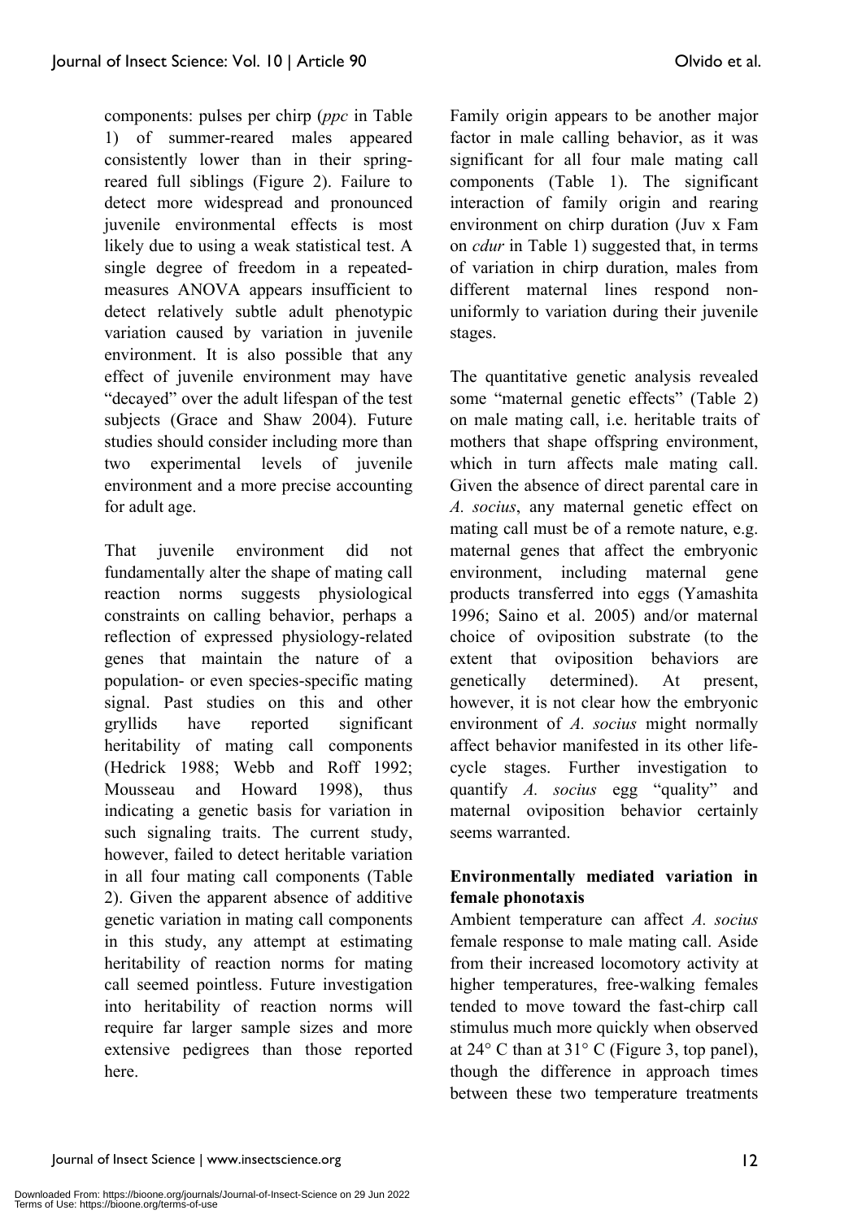components: pulses per chirp (*ppc* in Table 1) of summer-reared males appeared consistently lower than in their spring-reared full siblings (Figure 2). Failure to detect more widespread and pronounced juvenile environmental effects is most likely due to using a weak statistical test. A single degree of freedom in a repeated-measures ANOVA appears insufficient to detect relatively subtle adult phenotypic variation caused by variation in juvenile environment. It is also possible that any effect of juvenile environment may have "decayed" over the adult lifespan of the test subjects (Grace and Shaw 2004). Future studies should consider including more than two experimental levels of juvenile environment and a more precise accounting for adult age.

That juvenile environment did not fundamentally alter the shape of mating call reaction norms suggests physiological constraints on calling behavior, perhaps a reflection of expressed physiology-related genes that maintain the nature of a population- or even species-specific mating signal. Past studies on this and other gryllids have reported significant heritability of mating call components (Hedrick 1988; Webb and Roff 1992; Mousseau and Howard 1998), thus indicating a genetic basis for variation in such signaling traits. The current study, however, failed to detect heritable variation in all four mating call components (Table 2). Given the apparent absence of additive genetic variation in mating call components in this study, any attempt at estimating heritability of reaction norms for mating call seemed pointless. Future investigation into heritability of reaction norms will require far larger sample sizes and more extensive pedigrees than those reported here.

Family origin appears to be another major factor in male calling behavior, as it was significant for all four male mating call components (Table 1). The significant interaction of family origin and rearing environment on chirp duration (Juv x Fam on *cdur* in Table 1) suggested that, in terms of variation in chirp duration, males from different maternal lines respond non-uniformly to variation during their juvenile stages.

The quantitative genetic analysis revealed some "maternal genetic effects" (Table 2) on male mating call, i.e. heritable traits of mothers that shape offspring environment, which in turn affects male mating call. Given the absence of direct parental care in *A. socius*, any maternal genetic effect on mating call must be of a remote nature, e.g. maternal genes that affect the embryonic environment, including maternal gene products transferred into eggs (Yamashita 1996; Saino et al. 2005) and/or maternal choice of oviposition substrate (to the extent that oviposition behaviors are genetically determined). At present, however, it is not clear how the embryonic environment of *A. socius* might normally affect behavior manifested in its other life-cycle stages. Further investigation to quantify *A. socius* egg "quality" and maternal oviposition behavior certainly seems warranted.

**Environmentally mediated variation in female phonotaxis**

Ambient temperature can affect *A. socius* female response to male mating call. Aside from their increased locomotory activity at higher temperatures, free-walking females tended to move toward the fast-chirp call stimulus much more quickly when observed at 24° C than at 31° C (Figure 3, top panel), though the difference in approach times between these two temperature treatments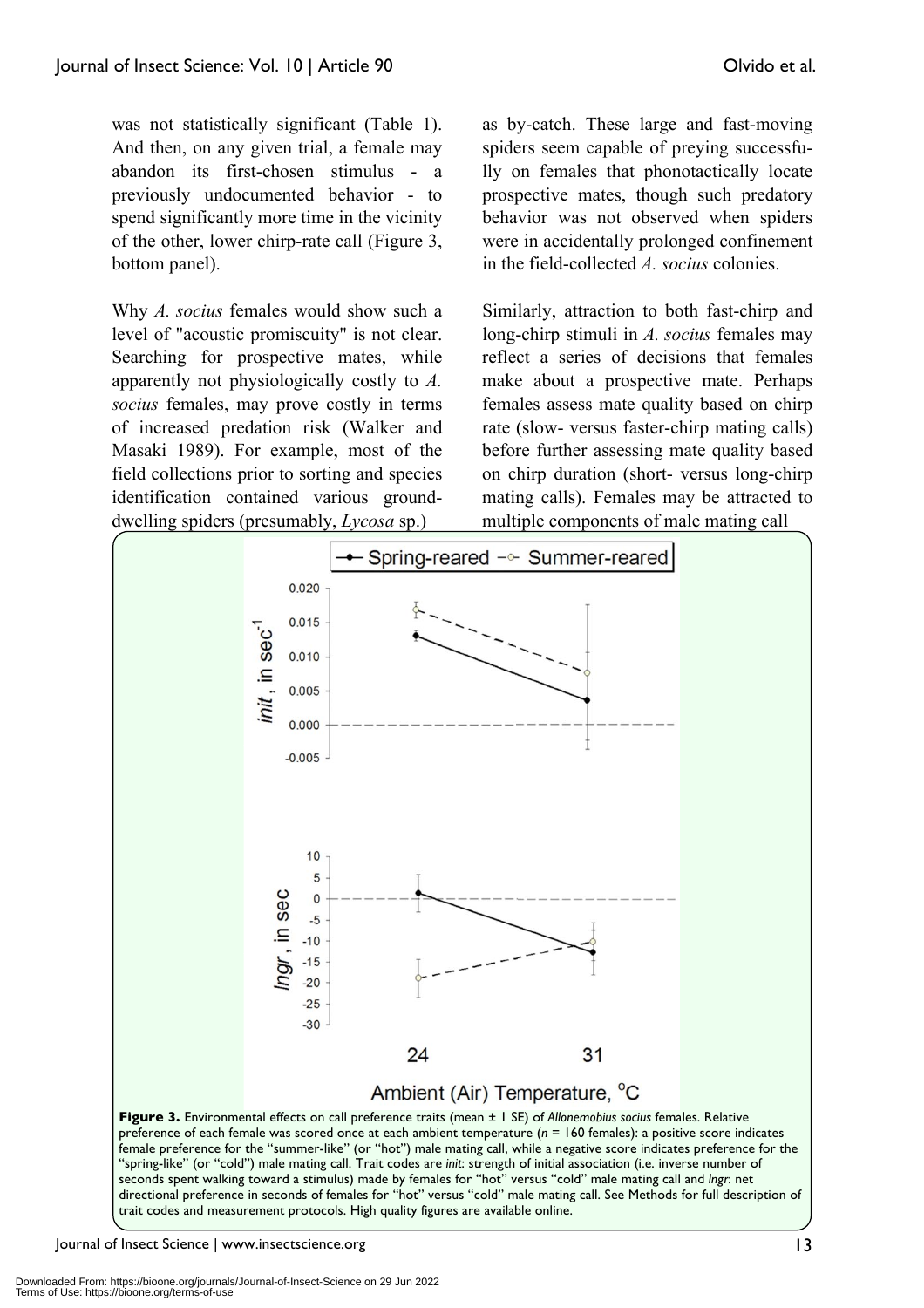was not statistically significant (Table 1). And then, on any given trial, a female may abandon its first-chosen stimulus - a previously undocumented behavior - to spend significantly more time in the vicinity of the other, lower chirp-rate call (Figure 3, bottom panel).

Why *A. socius* females would show such a level of "acoustic promiscuity" is not clear. Searching for prospective mates, while apparently not physiologically costly to *A. socius* females, may prove costly in terms of increased predation risk (Walker and Masaki 1989). For example, most of the field collections prior to sorting and species identification contained various ground-dwelling spiders (presumably, *Lycosa* sp.) as by-catch. These large and fast-moving spiders seem capable of preying successfully on females that phonotactically locate prospective mates, though such predatory behavior was not observed when spiders were in accidentally prolonged confinement in the field-collected *A. socius* colonies.

Similarly, attraction to both fast-chirp and long-chirp stimuli in *A. socius* females may reflect a series of decisions that females make about a prospective mate. Perhaps females assess mate quality based on chirp rate (slow- versus faster-chirp mating calls) before further assessing mate quality based on chirp duration (short- versus long-chirp mating calls). Females may be attracted to multiple components of male mating call

**Figure 3.** Environmental effects on call preference traits (mean ± 1 SE) of *Allonemobius socius* females. Relative preference of each female was scored once at each ambient temperature ($n$ = 160 females): a positive score indicates female preference for the "summer-like" (or "hot") male mating call, while a negative score indicates preference for the "spring-like" (or "cold") male mating call. Trait codes are *init*: strength of initial association (i.e. inverse number of seconds spent walking toward a stimulus) made by females for "hot" versus "cold" male mating call and *lngr*: net directional preference in seconds of females for "hot" versus "cold" male mating call. See Methods for full description of trait codes and measurement protocols. High quality figures are available online.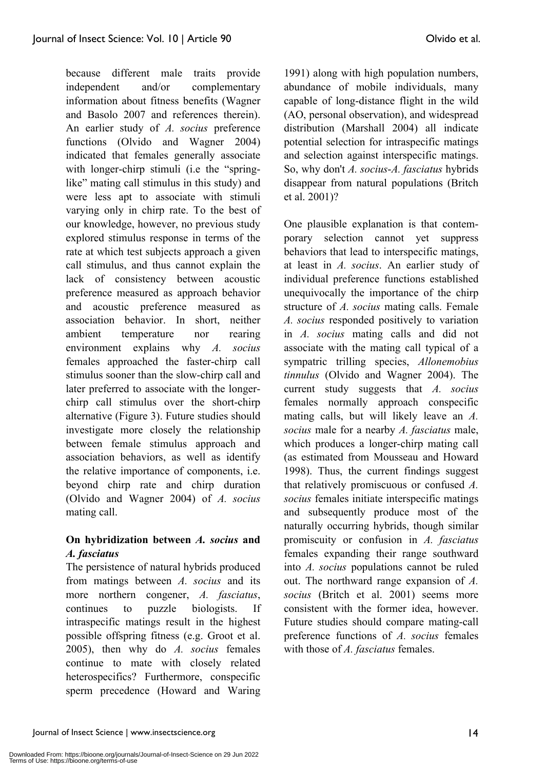because different male traits provide independent and/or complementary information about fitness benefits (Wagner and Basolo 2007 and references therein). An earlier study of *A. socius* preference functions (Olvido and Wagner 2004) indicated that females generally associate with longer-chirp stimuli (i.e the "spring-like" mating call stimulus in this study) and were less apt to associate with stimuli varying only in chirp rate. To the best of our knowledge, however, no previous study explored stimulus response in terms of the rate at which test subjects approach a given call stimulus, and thus cannot explain the lack of consistency between acoustic preference measured as approach behavior and acoustic preference measured as association behavior. In short, neither ambient temperature nor rearing environment explains why *A. socius* females approached the faster-chirp call stimulus sooner than the slow-chirp call and later preferred to associate with the longer-chirp call stimulus over the short-chirp alternative (Figure 3). Future studies should investigate more closely the relationship between female stimulus approach and association behaviors, as well as identify the relative importance of components, i.e. beyond chirp rate and chirp duration (Olvido and Wagner 2004) of *A. socius* mating call.

**On hybridization between *A. socius* and *A. fasciatus***

The persistence of natural hybrids produced from matings between *A. socius* and its more northern congener, *A. fasciatus*, continues to puzzle biologists. If intraspecific matings result in the highest possible offspring fitness (e.g. Groot et al. 2005), then why do *A. socius* females continue to mate with closely related heterospecifics? Furthermore, conspecific sperm precedence (Howard and Waring 1991) along with high population numbers, abundance of mobile individuals, many capable of long-distance flight in the wild (AO, personal observation), and widespread distribution (Marshall 2004) all indicate potential selection for intraspecific matings and selection against interspecific matings. So, why don't *A. socius*-*A. fasciatus* hybrids disappear from natural populations (Britch et al. 2001)?

One plausible explanation is that contemporary selection cannot yet suppress behaviors that lead to interspecific matings, at least in *A. socius*. An earlier study of individual preference functions established unequivocally the importance of the chirp structure of *A. socius* mating calls. Female *A. socius* responded positively to variation in *A. socius* mating calls and did not associate with the mating call typical of a sympatric trilling species, *Allonemobius tinnulus* (Olvido and Wagner 2004). The current study suggests that *A. socius* females normally approach conspecific mating calls, but will likely leave an *A. socius* male for a nearby *A. fasciatus* male, which produces a longer-chirp mating call (as estimated from Mousseau and Howard 1998). Thus, the current findings suggest that relatively promiscuous or confused *A. socius* females initiate interspecific matings and subsequently produce most of the naturally occurring hybrids, though similar promiscuity or confusion in *A. fasciatus* females expanding their range southward into *A. socius* populations cannot be ruled out. The northward range expansion of *A. socius* (Britch et al. 2001) seems more consistent with the former idea, however. Future studies should compare mating-call preference functions of *A. socius* females with those of *A. fasciatus* females.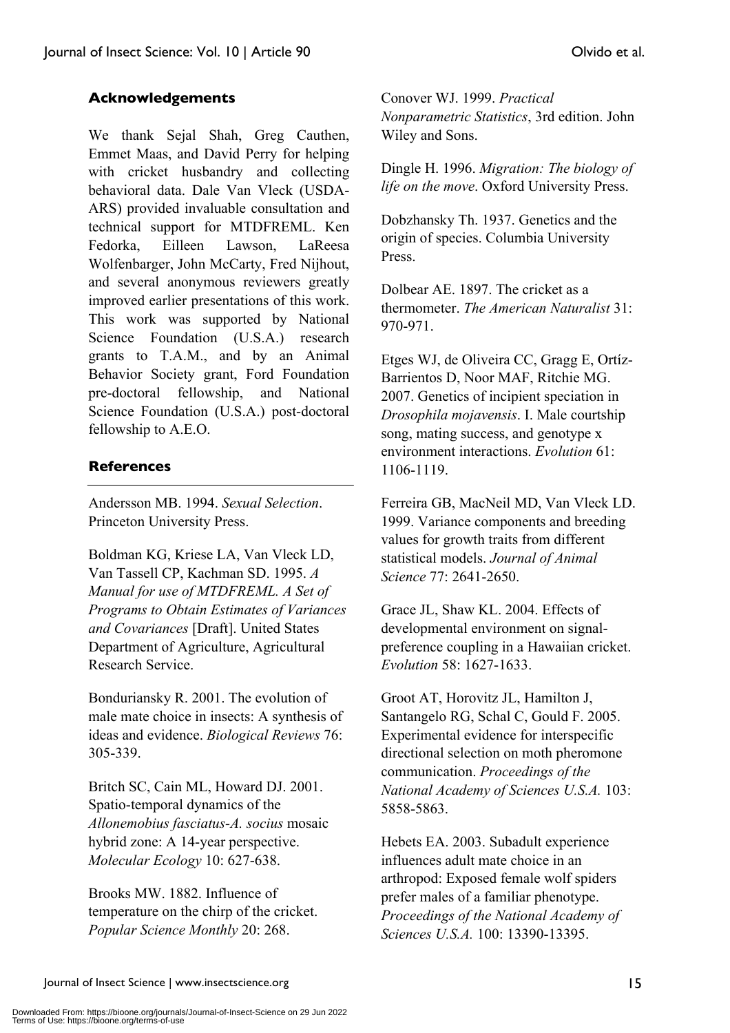## Acknowledgements

We thank Sejal Shah, Greg Cauthen, Emmet Maas, and David Perry for helping with cricket husbandry and collecting behavioral data. Dale Van Vleck (USDA-ARS) provided invaluable consultation and technical support for MTDFREML. Ken Fedorka, Eilleen Lawson, LaReesa Wolfenbarger, John McCarty, Fred Nijhout, and several anonymous reviewers greatly improved earlier presentations of this work. This work was supported by National Science Foundation (U.S.A.) research grants to T.A.M., and by an Animal Behavior Society grant, Ford Foundation pre-doctoral fellowship, and National Science Foundation (U.S.A.) post-doctoral fellowship to A.E.O.

## References

Andersson MB. 1994. *Sexual Selection*. Princeton University Press.

Boldman KG, Kriese LA, Van Vleck LD, Van Tassell CP, Kachman SD. 1995. *A Manual for use of MTDFREML. A Set of Programs to Obtain Estimates of Variances and Covariances* [Draft]. United States Department of Agriculture, Agricultural Research Service.

Bonduriansky R. 2001. The evolution of male mate choice in insects: A synthesis of ideas and evidence. *Biological Reviews* 76: 305-339.

Britch SC, Cain ML, Howard DJ. 2001. Spatio-temporal dynamics of the *Allonemobius fasciatus-A. socius* mosaic hybrid zone: A 14-year perspective. *Molecular Ecology* 10: 627-638.

Brooks MW. 1882. Influence of temperature on the chirp of the cricket. *Popular Science Monthly* 20: 268.

Conover WJ. 1999. *Practical Nonparametric Statistics*, 3rd edition. John Wiley and Sons.

Dingle H. 1996. *Migration: The biology of life on the move*. Oxford University Press.

Dobzhansky Th. 1937. Genetics and the origin of species. Columbia University Press.

Dolbear AE. 1897. The cricket as a thermometer. *The American Naturalist* 31: 970-971.

Etges WJ, de Oliveira CC, Gragg E, Ortíz-Barrientos D, Noor MAF, Ritchie MG. 2007. Genetics of incipient speciation in *Drosophila mojavensis*. I. Male courtship song, mating success, and genotype x environment interactions. *Evolution* 61: 1106-1119.

Ferreira GB, MacNeil MD, Van Vleck LD. 1999. Variance components and breeding values for growth traits from different statistical models. *Journal of Animal Science* 77: 2641-2650.

Grace JL, Shaw KL. 2004. Effects of developmental environment on signal-preference coupling in a Hawaiian cricket. *Evolution* 58: 1627-1633.

Groot AT, Horovitz JL, Hamilton J, Santangelo RG, Schal C, Gould F. 2005. Experimental evidence for interspecific directional selection on moth pheromone communication. *Proceedings of the National Academy of Sciences U.S.A.* 103: 5858-5863.

Hebets EA. 2003. Subadult experience influences adult mate choice in an arthropod: Exposed female wolf spiders prefer males of a familiar phenotype. *Proceedings of the National Academy of Sciences U.S.A.* 100: 13390-13395.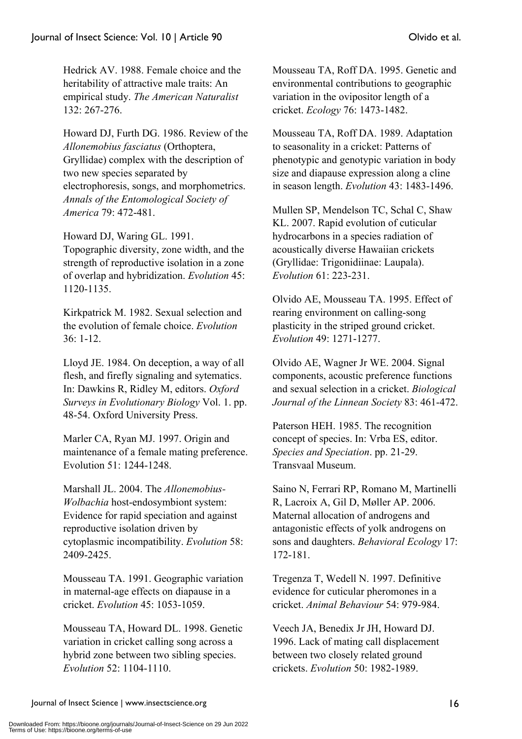Hedrick AV. 1988. Female choice and the heritability of attractive male traits: An empirical study. *The American Naturalist* 132: 267-276.

Howard DJ, Furth DG. 1986. Review of the *Allonemobius fasciatus* (Orthoptera, Gryllidae) complex with the description of two new species separated by electrophoresis, songs, and morphometrics. *Annals of the Entomological Society of America* 79: 472-481.

Howard DJ, Waring GL. 1991. Topographic diversity, zone width, and the strength of reproductive isolation in a zone of overlap and hybridization. *Evolution* 45: 1120-1135.

Kirkpatrick M. 1982. Sexual selection and the evolution of female choice. *Evolution* 36: 1-12.

Lloyd JE. 1984. On deception, a way of all flesh, and firefly signaling and sytematics. In: Dawkins R, Ridley M, editors. *Oxford Surveys in Evolutionary Biology* Vol. 1. pp. 48-54. Oxford University Press.

Marler CA, Ryan MJ. 1997. Origin and maintenance of a female mating preference. Evolution 51: 1244-1248.

Marshall JL. 2004. The *Allonemobius-Wolbachia* host-endosymbiont system: Evidence for rapid speciation and against reproductive isolation driven by cytoplasmic incompatibility. *Evolution* 58: 2409-2425.

Mousseau TA. 1991. Geographic variation in maternal-age effects on diapause in a cricket. *Evolution* 45: 1053-1059.

Mousseau TA, Howard DL. 1998. Genetic variation in cricket calling song across a hybrid zone between two sibling species. *Evolution* 52: 1104-1110.

Mousseau TA, Roff DA. 1995. Genetic and environmental contributions to geographic variation in the ovipositor length of a cricket. *Ecology* 76: 1473-1482.

Mousseau TA, Roff DA. 1989. Adaptation to seasonality in a cricket: Patterns of phenotypic and genotypic variation in body size and diapause expression along a cline in season length. *Evolution* 43: 1483-1496.

Mullen SP, Mendelson TC, Schal C, Shaw KL. 2007. Rapid evolution of cuticular hydrocarbons in a species radiation of acoustically diverse Hawaiian crickets (Gryllidae: Trigonidiinae: Laupala). *Evolution* 61: 223-231.

Olvido AE, Mousseau TA. 1995. Effect of rearing environment on calling-song plasticity in the striped ground cricket. *Evolution* 49: 1271-1277.

Olvido AE, Wagner Jr WE. 2004. Signal components, acoustic preference functions and sexual selection in a cricket. *Biological Journal of the Linnean Society* 83: 461-472.

Paterson HEH. 1985. The recognition concept of species. In: Vrba ES, editor. *Species and Speciation*. pp. 21-29. Transvaal Museum.

Saino N, Ferrari RP, Romano M, Martinelli R, Lacroix A, Gil D, Møller AP. 2006. Maternal allocation of androgens and antagonistic effects of yolk androgens on sons and daughters. *Behavioral Ecology* 17: 172-181.

Tregenza T, Wedell N. 1997. Definitive evidence for cuticular pheromones in a cricket. *Animal Behaviour* 54: 979-984.

Veech JA, Benedix Jr JH, Howard DJ. 1996. Lack of mating call displacement between two closely related ground crickets. *Evolution* 50: 1982-1989.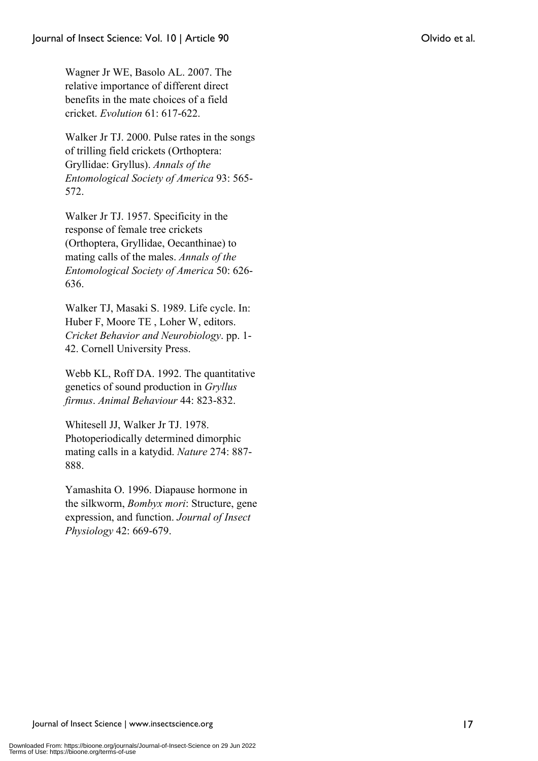Wagner Jr WE, Basolo AL. 2007. The relative importance of different direct benefits in the mate choices of a field cricket. *Evolution* 61: 617-622.

Walker Jr TJ. 2000. Pulse rates in the songs of trilling field crickets (Orthoptera: Gryllidae: Gryllus). *Annals of the Entomological Society of America* 93: 565-572.

Walker Jr TJ. 1957. Specificity in the response of female tree crickets (Orthoptera, Gryllidae, Oecanthinae) to mating calls of the males. *Annals of the Entomological Society of America* 50: 626-636.

Walker TJ, Masaki S. 1989. Life cycle. In: Huber F, Moore TE , Loher W, editors. *Cricket Behavior and Neurobiology*. pp. 1-42. Cornell University Press.

Webb KL, Roff DA. 1992. The quantitative genetics of sound production in *Gryllus firmus*. *Animal Behaviour* 44: 823-832.

Whitesell JJ, Walker Jr TJ. 1978. Photoperiodically determined dimorphic mating calls in a katydid. *Nature* 274: 887-888.

Yamashita O. 1996. Diapause hormone in the silkworm, *Bombyx mori*: Structure, gene expression, and function. *Journal of Insect Physiology* 42: 669-679.